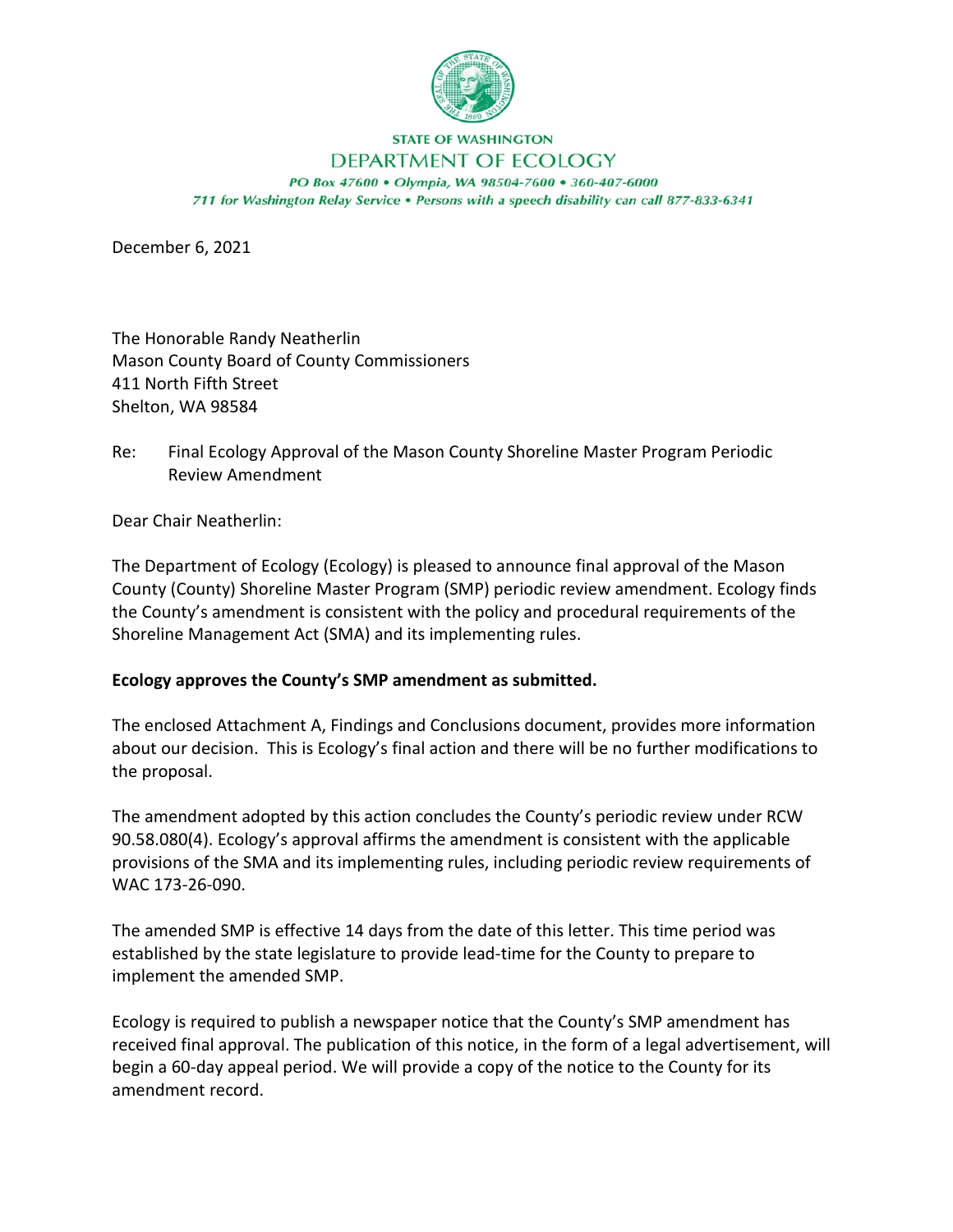**STATE OF WASHINGTON**
**DEPARTMENT OF ECOLOGY**
*PO Box 47600 • Olympia, WA 98504-7600 • 360-407-6000*
*711 for Washington Relay Service • Persons with a speech disability can call 877-833-6341*

December 6, 2021

The Honorable Randy Neatherlin
Mason County Board of County Commissioners
411 North Fifth Street
Shelton, WA 98584

Re: Final Ecology Approval of the Mason County Shoreline Master Program Periodic Review Amendment

Dear Chair Neatherlin:

The Department of Ecology (Ecology) is pleased to announce final approval of the Mason County (County) Shoreline Master Program (SMP) periodic review amendment. Ecology finds the County's amendment is consistent with the policy and procedural requirements of the Shoreline Management Act (SMA) and its implementing rules.

**Ecology approves the County's SMP amendment as submitted.**

The enclosed Attachment A, Findings and Conclusions document, provides more information about our decision. This is Ecology's final action and there will be no further modifications to the proposal.

The amendment adopted by this action concludes the County's periodic review under RCW 90.58.080(4). Ecology's approval affirms the amendment is consistent with the applicable provisions of the SMA and its implementing rules, including periodic review requirements of WAC 173-26-090.

The amended SMP is effective 14 days from the date of this letter. This time period was established by the state legislature to provide lead-time for the County to prepare to implement the amended SMP.

Ecology is required to publish a newspaper notice that the County's SMP amendment has received final approval. The publication of this notice, in the form of a legal advertisement, will begin a 60-day appeal period. We will provide a copy of the notice to the County for its amendment record.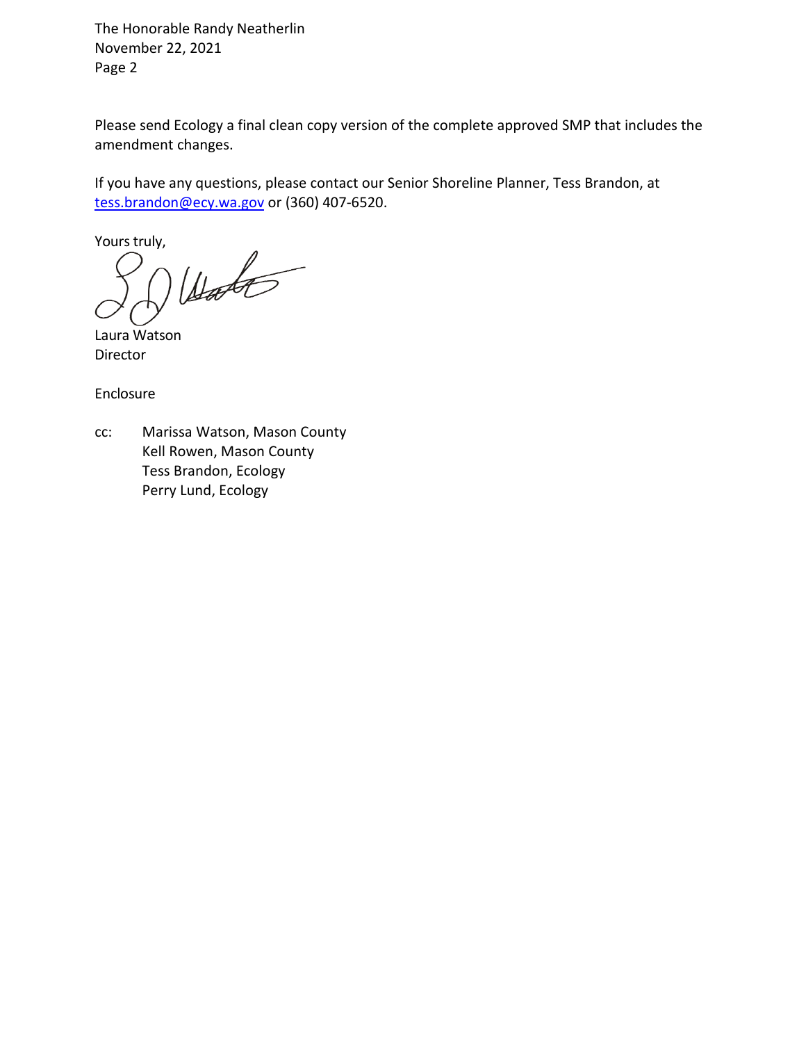Please send Ecology a final clean copy version of the complete approved SMP that includes the amendment changes.

If you have any questions, please contact our Senior Shoreline Planner, Tess Brandon, at tess.brandon@ecy.wa.gov or (360) 407-6520.

Yours truly,

Laura Watson
Director

Enclosure

cc: Marissa Watson, Mason County
Kell Rowen, Mason County
Tess Brandon, Ecology
Perry Lund, Ecology